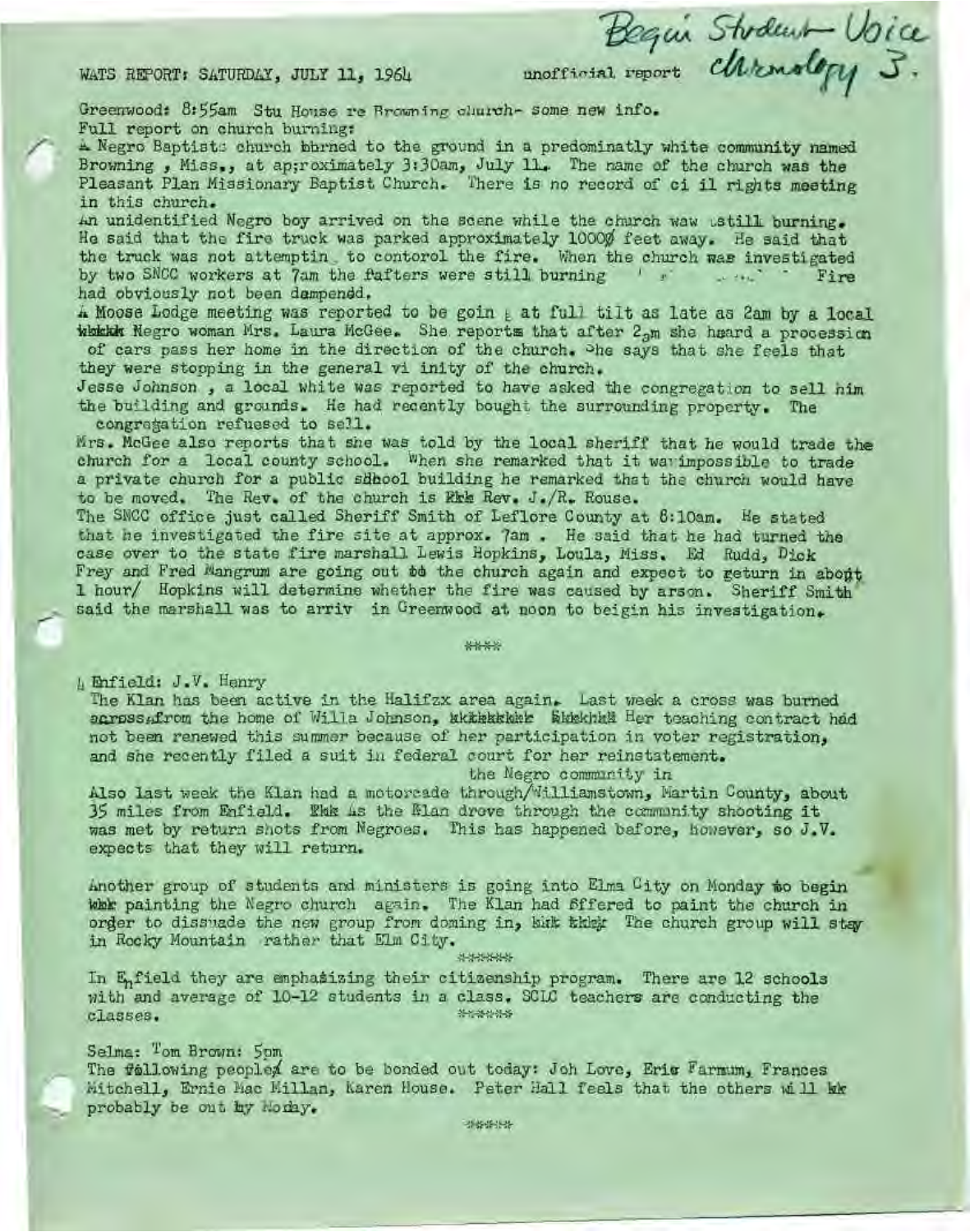WATS REPORT: SATURDAY, JULY 11, 1964 unofficial report

*Begin Student Voice chronology 3.*

Greenwood: 8:55am Stu House re Browning church- some new info.
Full report on church burning:

A Negro Baptists church burned to the ground in a predominatly white community named Browning , Miss., at ap;roximately 3:30am, July 11. The name of the church was the Pleasant Plan Missionary Baptist Church. There is no record of ci il rights meeting in this church.

An unidentified Negro boy arrived on the scene while the church waw still burning. He said that the fire truck was parked approximately 1000 feet away. He said that the truck was not attemptin to contorol the fire. When the church was investigated by two SNCC workers at 7am the rafters were still burning . Fire had obviously not been dampendd.

A Moose Lodge meeting was reported to be goin at full tilt as late as 2am by a local Negro woman Mrs. Laura McGee. She reports that after 2am she heard a procession of cars pass her home in the direction of the church. She says that she feels that they were stopping in the general vi inity of the church.

Jesse Johnson , a local white was reported to have asked the congregation to sell him the building and grounds. He had recently bought the surrounding property. The congregation refuesed to sell.

Mrs. McGee also reports that she was told by the local sheriff that he would trade the church for a local county school. When she remarked that it was impossible to trade a private church for a public school building he remarked that the church would have to be moved. The Rev. of the church is Rev. J./R. Rouse.

The SNCC office just called Sheriff Smith of Leflore County at 8:10am. He stated that he investigated the fire site at approx. 7am . He said that he had turned the case over to the state fire marshall Lewis Hopkins, Loula, Miss. Ed Rudd, Dick Frey and Fred Mangrum are going out to the church again and expect to return in about 1 hour/ Hopkins will determine whether the fire was caused by arson. Sheriff Smith said the marshall was to arriv in Greenwood at noon to beigin his investigation.

\*\*\*\*

4 Enfield: J.V. Henry

The Klan has been active in the Halifzx area again. Last week a cross was burned across from the home of Willa Johnson, Her teaching contract had not been renewed this summer because of her participation in voter registration, and she recently filed a suit in federal court for her reinstatement.

Also last week the Klan had a motorcade through the Negro community in Williamstown, Martin County, about 35 miles from Enfield. As the Klan drove through the community shooting it was met by return shots from Negroes. This has happened before, however, so J.V. expects that they will return.

Another group of students and ministers is going into Elma City on Monday to begin painting the Negro church again. The Klan had offered to paint the church in order to dissuade the new group from doming in, The church group will stay in Rocky Mountain rather that Elm City.

\*\*\*\*\*\*

In Enfield they are emphasizing their citizenship program. There are 12 schools with and average of 10-12 students in a class. SCLC teachers are conducting the classes.

\*\*\*\*\*\*

Selma: Tom Brown: 5pm

The following people are to be bonded out today: Joh Love, Eric Farmum, Frances Mitchell, Ernie Mac Millan, Karen House. Peter Hall feels that the others will probably be out by Monday.

\*\*\*\*\*\*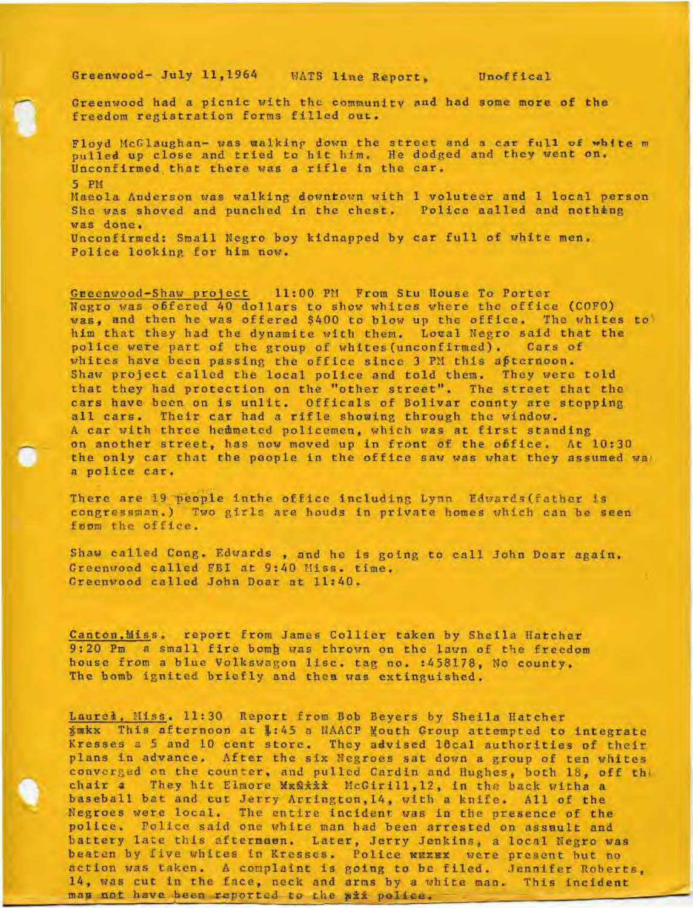Greenwood- July 11,1964 WATS line Report, Unoffical

Greenwood had a picnic with the community and had some more of the freedom registration forms filled out.

Floyd McGlaughan- was walking down the street and a car full of white m pulled up close and tried to hit him. He dodged and they went on. Unconfirmed that there was a rifle in the car.

5 PM

Maeola Anderson was walking downtown with 1 voluteer and 1 local person She was shoved and punched in the chest. Police aalled and nothing was done.

Unconfirmed: Small Negro boy kidnapped by car full of white men. Police looking for him now.

Greenwood-Shaw project 11:00 PM From Stu House To Porter

Negro was offered 40 dollars to show whites where the office (COFO) was, and then he was offered $400 to blow up the office. The whites to him that they had the dynamite with them. Local Negro said that the police were part of the group of whites(unconfirmed). Cars of whites have been passing the office since 3 PM this afternoon. Shaw project called the local police and told them. They were told that they had protection on the "other street". The street that the cars have been on is unlit. Officals of Bolivar county are stopping all cars. Their car had a rifle showing through the window. A car with three helmeted policemen, which was at first standing on another street, has now moved up in front of the office. At 10:30 the only car that the people in the office saw was what they assumed wa a police car.

There are 19 people inthe office including Lynn Edwards(father is congressman.) Two girls are houds in private homes which can be seen from the office.

Shaw called Cong. Edwards , and he is going to call John Doar again. Greenwood called FBI at 9:40 Miss. time. Greenwood called John Doar at 11:40.

Canton,Miss. report from James Collier taken by Sheila Hatcher 9:20 Pm a small fire bomb was thrown on the lawn of the freedom house from a blue Volkswagon lisc. tag no. :458178, No county. The bomb ignited briefly and then was extinguished.

Laurel, Miss. 11:30 Report from Bob Beyers by Sheila Hatcher xmkx This afternoon at 1:45 a NAACP Youth Group attempted to integrate Kresses a 5 and 10 cent store. They advised 10cal authorities of their plans in advance. After the six Negroes sat down a group of ten whites converged on the counter, and pulled Cardin and Hughes, both 18, off th chair a They hit Elmore Mx&xxx McGirill,12, in the back witha a baseball bat and cut Jerry Arrington,14, with a knife. All of the Negroes were local. The entire incident was in the presence of the police. Police said one white man had been arrested on assault and battery late this afternoon. Later, Jerry Jenkins, a local Negro was beaten by five whites in Kresses. Police xxxxx were present but no action was taken. A complaint is going to be filed. Jennifer Roberts, 14, was cut in the face, neck and arms by a white man. This incident may not have been reported to the xxx police.